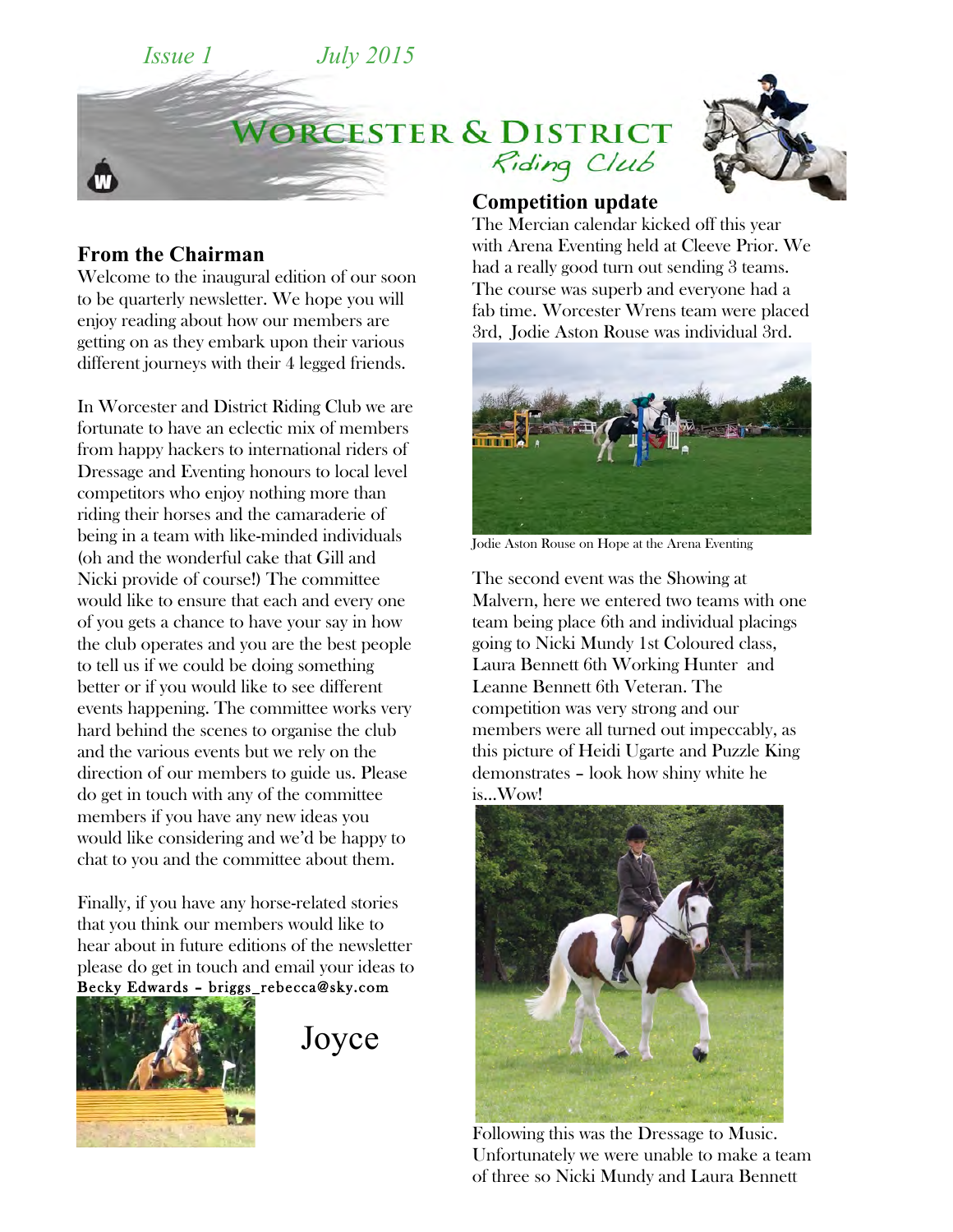*Issue 1* *July 2015*

# Worcester & District Riding Club

## From the Chairman

Welcome to the inaugural edition of our soon to be quarterly newsletter. We hope you will enjoy reading about how our members are getting on as they embark upon their various different journeys with their 4 legged friends.

In Worcester and District Riding Club we are fortunate to have an eclectic mix of members from happy hackers to international riders of Dressage and Eventing honours to local level competitors who enjoy nothing more than riding their horses and the camaraderie of being in a team with like-minded individuals (oh and the wonderful cake that Gill and Nicki provide of course!) The committee would like to ensure that each and every one of you gets a chance to have your say in how the club operates and you are the best people to tell us if we could be doing something better or if you would like to see different events happening. The committee works very hard behind the scenes to organise the club and the various events but we rely on the direction of our members to guide us. Please do get in touch with any of the committee members if you have any new ideas you would like considering and we'd be happy to chat to you and the committee about them.

Finally, if you have any horse-related stories that you think our members would like to hear about in future editions of the newsletter please do get in touch and email your ideas to **Becky Edwards – briggs_rebecca@sky.com**

Joyce

## Competition update

The Mercian calendar kicked off this year with Arena Eventing held at Cleeve Prior. We had a really good turn out sending 3 teams. The course was superb and everyone had a fab time. Worcester Wrens team were placed 3rd, Jodie Aston Rouse was individual 3rd.

Jodie Aston Rouse on Hope at the Arena Eventing

The second event was the Showing at Malvern, here we entered two teams with one team being place 6th and individual placings going to Nicki Mundy 1st Coloured class, Laura Bennett 6th Working Hunter and Leanne Bennett 6th Veteran. The competition was very strong and our members were all turned out impeccably, as this picture of Heidi Ugarte and Puzzle King demonstrates – look how shiny white he is…Wow!

Following this was the Dressage to Music. Unfortunately we were unable to make a team of three so Nicki Mundy and Laura Bennett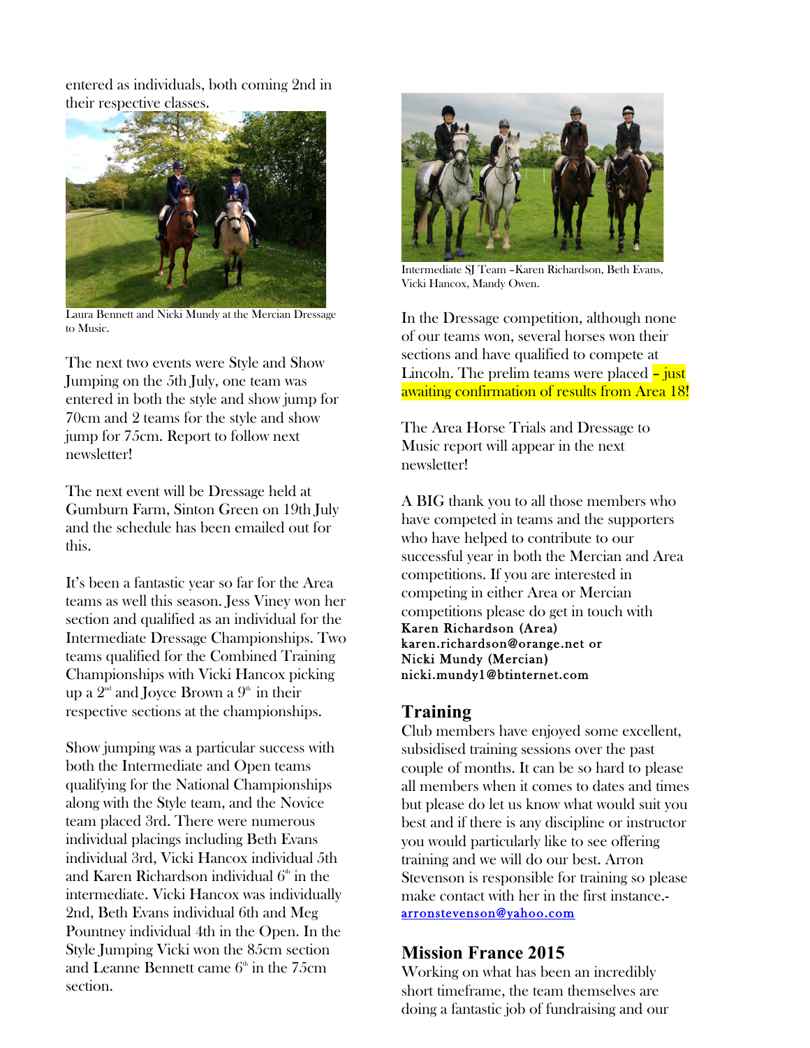entered as individuals, both coming 2nd in their respective classes.

Laura Bennett and Nicki Mundy at the Mercian Dressage to Music.

The next two events were Style and Show Jumping on the 5th July, one team was entered in both the style and show jump for 70cm and 2 teams for the style and show jump for 75cm. Report to follow next newsletter!

The next event will be Dressage held at Gumburn Farm, Sinton Green on 19th July and the schedule has been emailed out for this.

It's been a fantastic year so far for the Area teams as well this season. Jess Viney won her section and qualified as an individual for the Intermediate Dressage Championships. Two teams qualified for the Combined Training Championships with Vicki Hancox picking up a 2nd and Joyce Brown a 9th in their respective sections at the championships.

Show jumping was a particular success with both the Intermediate and Open teams qualifying for the National Championships along with the Style team, and the Novice team placed 3rd. There were numerous individual placings including Beth Evans individual 3rd, Vicki Hancox individual 5th and Karen Richardson individual 6th in the intermediate. Vicki Hancox was individually 2nd, Beth Evans individual 6th and Meg Pountney individual 4th in the Open. In the Style Jumping Vicki won the 85cm section and Leanne Bennett came 6th in the 75cm section.

Intermediate SJ Team –Karen Richardson, Beth Evans, Vicki Hancox, Mandy Owen.

In the Dressage competition, although none of our teams won, several horses won their sections and have qualified to compete at Lincoln. The prelim teams were placed – just awaiting confirmation of results from Area 18!

The Area Horse Trials and Dressage to Music report will appear in the next newsletter!

A BIG thank you to all those members who have competed in teams and the supporters who have helped to contribute to our successful year in both the Mercian and Area competitions. If you are interested in competing in either Area or Mercian competitions please do get in touch with **Karen Richardson (Area) karen.richardson@orange.net or Nicki Mundy (Mercian) nicki.mundy1@btinternet.com**

## Training

Club members have enjoyed some excellent, subsidised training sessions over the past couple of months. It can be so hard to please all members when it comes to dates and times but please do let us know what would suit you best and if there is any discipline or instructor you would particularly like to see offering training and we will do our best. Arron Stevenson is responsible for training so please make contact with her in the first instance.- arronstevenson@yahoo.com

## Mission France 2015

Working on what has been an incredibly short timeframe, the team themselves are doing a fantastic job of fundraising and our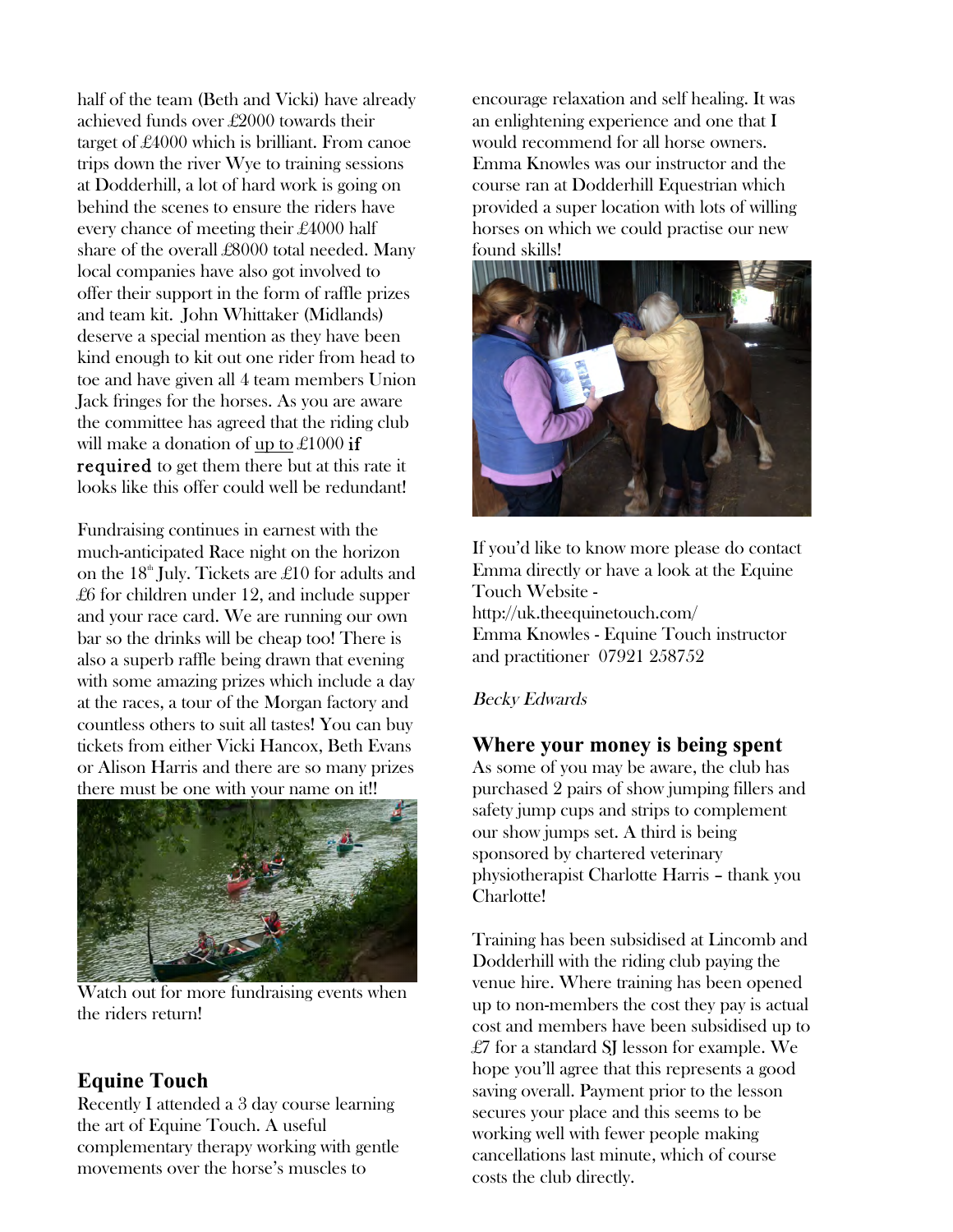half of the team (Beth and Vicki) have already achieved funds over £2000 towards their target of £4000 which is brilliant. From canoe trips down the river Wye to training sessions at Dodderhill, a lot of hard work is going on behind the scenes to ensure the riders have every chance of meeting their £4000 half share of the overall £8000 total needed. Many local companies have also got involved to offer their support in the form of raffle prizes and team kit. John Whittaker (Midlands) deserve a special mention as they have been kind enough to kit out one rider from head to toe and have given all 4 team members Union Jack fringes for the horses. As you are aware the committee has agreed that the riding club will make a donation of up to £1000 **if required** to get them there but at this rate it looks like this offer could well be redundant!

Fundraising continues in earnest with the much-anticipated Race night on the horizon on the 18th July. Tickets are £10 for adults and £6 for children under 12, and include supper and your race card. We are running our own bar so the drinks will be cheap too! There is also a superb raffle being drawn that evening with some amazing prizes which include a day at the races, a tour of the Morgan factory and countless others to suit all tastes! You can buy tickets from either Vicki Hancox, Beth Evans or Alison Harris and there are so many prizes there must be one with your name on it!!

Watch out for more fundraising events when the riders return!

## Equine Touch

Recently I attended a 3 day course learning the art of Equine Touch. A useful complementary therapy working with gentle movements over the horse's muscles to encourage relaxation and self healing. It was an enlightening experience and one that I would recommend for all horse owners. Emma Knowles was our instructor and the course ran at Dodderhill Equestrian which provided a super location with lots of willing horses on which we could practise our new found skills!

If you'd like to know more please do contact Emma directly or have a look at the Equine Touch Website -
http://uk.theequinetouch.com/
Emma Knowles - Equine Touch instructor and practitioner 07921 258752

*Becky Edwards*

## Where your money is being spent

As some of you may be aware, the club has purchased 2 pairs of show jumping fillers and safety jump cups and strips to complement our show jumps set. A third is being sponsored by chartered veterinary physiotherapist Charlotte Harris – thank you Charlotte!

Training has been subsidised at Lincomb and Dodderhill with the riding club paying the venue hire. Where training has been opened up to non-members the cost they pay is actual cost and members have been subsidised up to £7 for a standard SJ lesson for example. We hope you'll agree that this represents a good saving overall. Payment prior to the lesson secures your place and this seems to be working well with fewer people making cancellations last minute, which of course costs the club directly.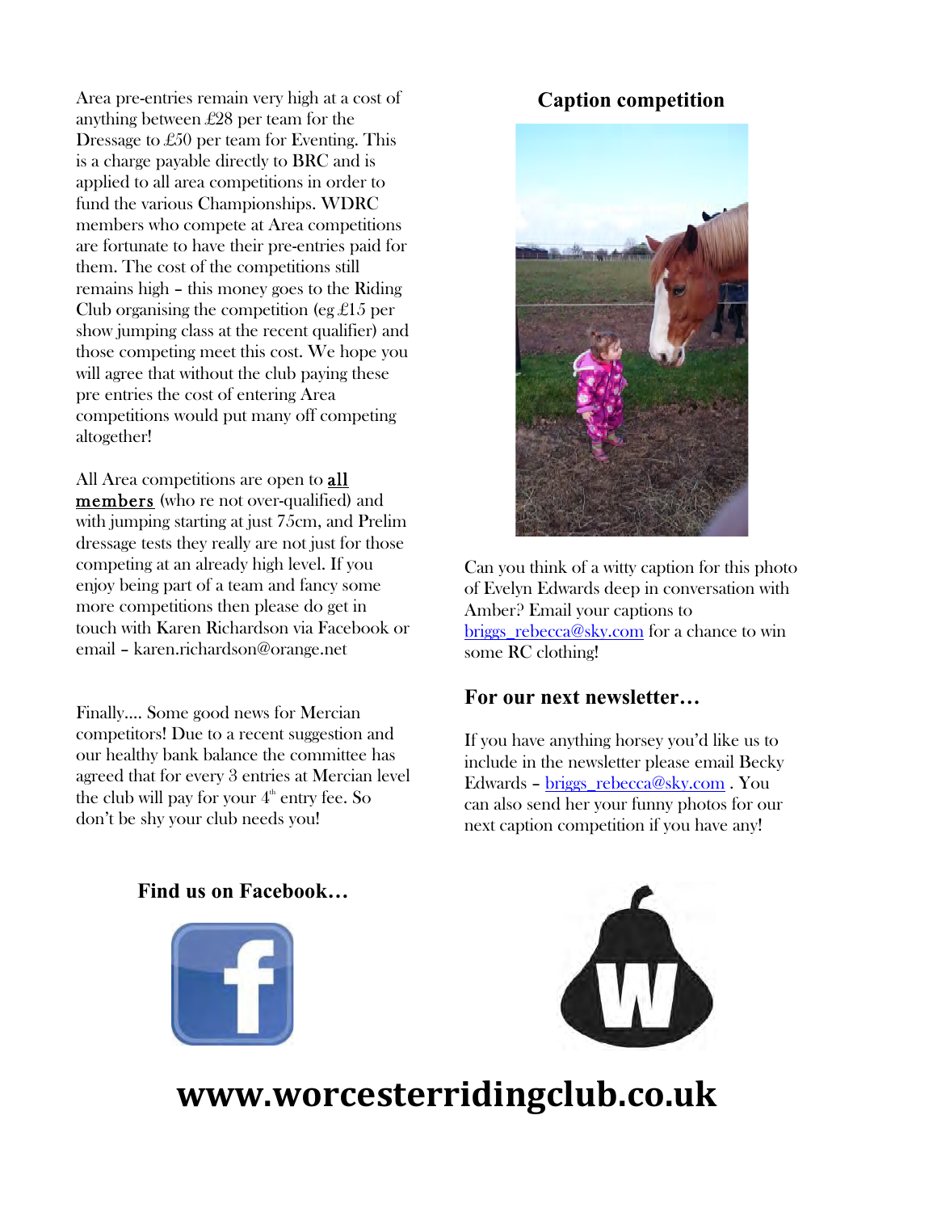Area pre-entries remain very high at a cost of anything between £28 per team for the Dressage to £50 per team for Eventing. This is a charge payable directly to BRC and is applied to all area competitions in order to fund the various Championships. WDRC members who compete at Area competitions are fortunate to have their pre-entries paid for them. The cost of the competitions still remains high – this money goes to the Riding Club organising the competition (eg £15 per show jumping class at the recent qualifier) and those competing meet this cost. We hope you will agree that without the club paying these pre entries the cost of entering Area competitions would put many off competing altogether!

All Area competitions are open to **all members** (who re not over-qualified) and with jumping starting at just 75cm, and Prelim dressage tests they really are not just for those competing at an already high level. If you enjoy being part of a team and fancy some more competitions then please do get in touch with Karen Richardson via Facebook or email – karen.richardson@orange.net

Finally…. Some good news for Mercian competitors! Due to a recent suggestion and our healthy bank balance the committee has agreed that for every 3 entries at Mercian level the club will pay for your 4th entry fee. So don't be shy your club needs you!

## Caption competition

Can you think of a witty caption for this photo of Evelyn Edwards deep in conversation with Amber? Email your captions to briggs_rebecca@sky.com for a chance to win some RC clothing!

## For our next newsletter…

If you have anything horsey you'd like us to include in the newsletter please email Becky Edwards – briggs_rebecca@sky.com . You can also send her your funny photos for our next caption competition if you have any!

## Find us on Facebook…

# www.worcesterridingclub.co.uk